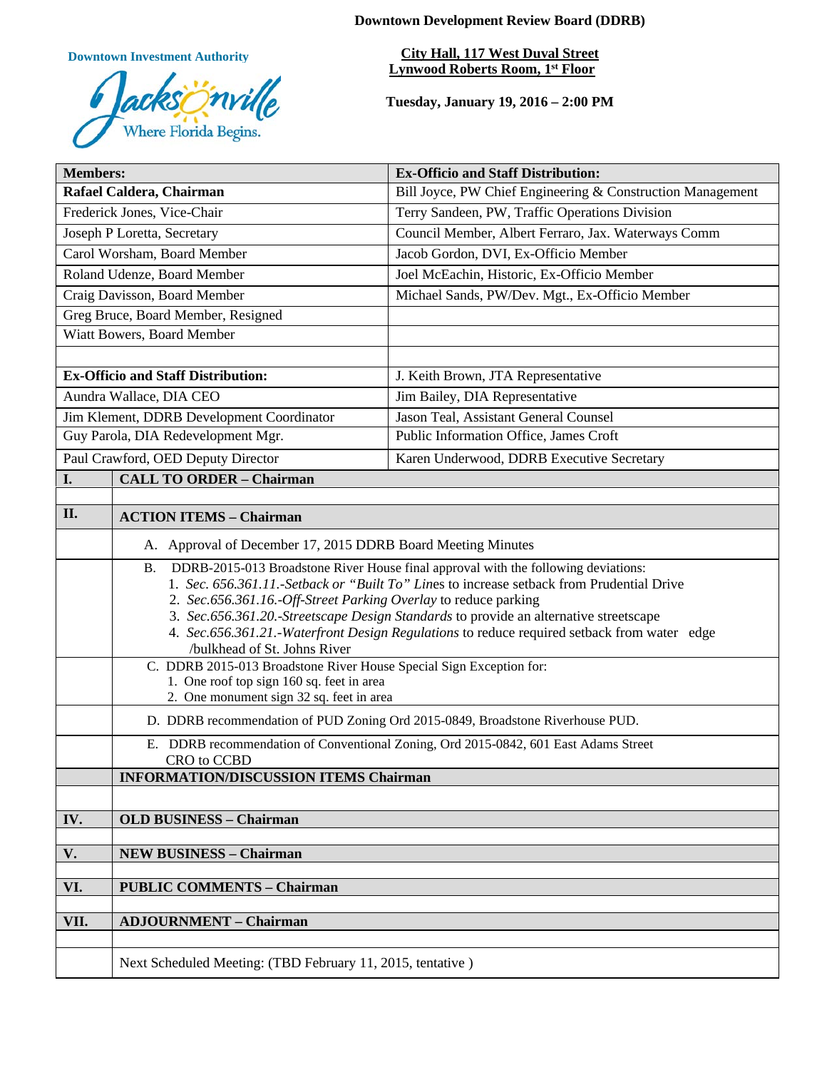# Downtown Development Review Board (DDRB)

**Downtown Investment Authority**

Jacksonville — Where Florida Begins.

**City Hall, 117 West Duval Street**
**Lynwood Roberts Room, 1st Floor**

**Tuesday, January 19, 2016 – 2:00 PM**

| **Members:** | **Ex-Officio and Staff Distribution:** |
|---|---|
| **Rafael Caldera, Chairman** | Bill Joyce, PW Chief Engineering & Construction Management |
| Frederick Jones, Vice-Chair | Terry Sandeen, PW, Traffic Operations Division |
| Joseph P Loretta, Secretary | Council Member, Albert Ferraro, Jax. Waterways Comm |
| Carol Worsham, Board Member | Jacob Gordon, DVI, Ex-Officio Member |
| Roland Udenze, Board Member | Joel McEachin, Historic, Ex-Officio Member |
| Craig Davisson, Board Member | Michael Sands, PW/Dev. Mgt., Ex-Officio Member |
| Greg Bruce, Board Member, Resigned | |
| Wiatt Bowers, Board Member | |
| | |
| **Ex-Officio and Staff Distribution:** | J. Keith Brown, JTA Representative |
| Aundra Wallace, DIA CEO | Jim Bailey, DIA Representative |
| Jim Klement, DDRB Development Coordinator | Jason Teal, Assistant General Counsel |
| Guy Parola, DIA Redevelopment Mgr. | Public Information Office, James Croft |
| Paul Crawford, OED Deputy Director | Karen Underwood, DDRB Executive Secretary |

**I. CALL TO ORDER – Chairman**

**II. ACTION ITEMS – Chairman**

A. Approval of December 17, 2015 DDRB Board Meeting Minutes

B. DDRB-2015-013 Broadstone River House final approval with the following deviations:
1. *Sec. 656.361.11.-Setback or "Built To" Lin*es to increase setback from Prudential Drive
2. *Sec.656.361.16.-Off-Street Parking Overlay* to reduce parking
3. *Sec.656.361.20.-Streetscape Design Standards* to provide an alternative streetscape
4. *Sec.656.361.21.-Waterfront Design Regulations* to reduce required setback from water edge /bulkhead of St. Johns River

C. DDRB 2015-013 Broadstone River House Special Sign Exception for:
1. One roof top sign 160 sq. feet in area
2. One monument sign 32 sq. feet in area

D. DDRB recommendation of PUD Zoning Ord 2015-0849, Broadstone Riverhouse PUD.

E. DDRB recommendation of Conventional Zoning, Ord 2015-0842, 601 East Adams Street CRO to CCBD

**INFORMATION/DISCUSSION ITEMS Chairman**

**IV. OLD BUSINESS – Chairman**

**V. NEW BUSINESS – Chairman**

**VI. PUBLIC COMMENTS – Chairman**

**VII. ADJOURNMENT – Chairman**

Next Scheduled Meeting: (TBD February 11, 2015, tentative )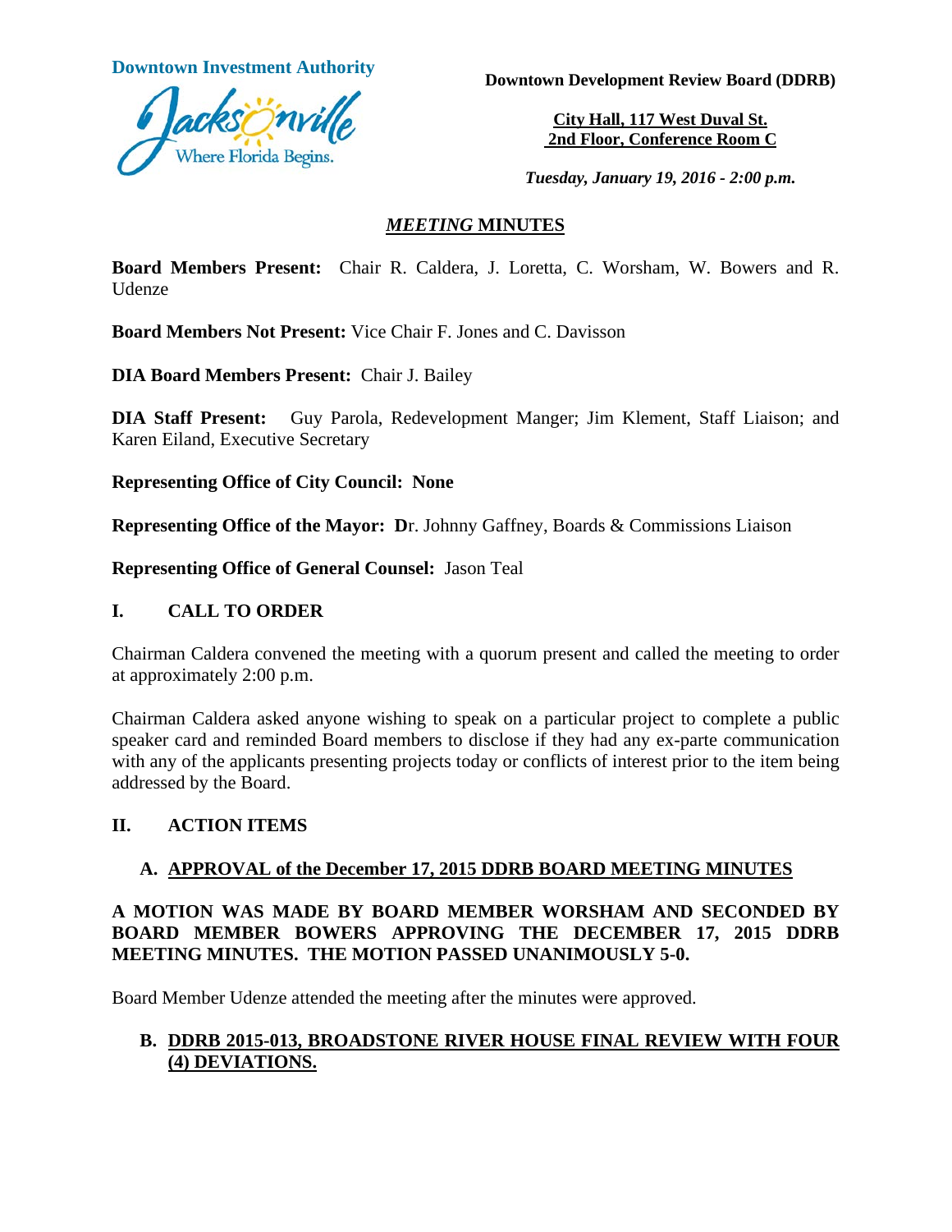**Downtown Investment Authority**

**Downtown Development Review Board (DDRB)**

**City Hall, 117 West Duval St.**
**2nd Floor, Conference Room C**

***Tuesday, January 19, 2016 - 2:00 p.m.***

## *MEETING* MINUTES

**Board Members Present:** Chair R. Caldera, J. Loretta, C. Worsham, W. Bowers and R. Udenze

**Board Members Not Present:** Vice Chair F. Jones and C. Davisson

**DIA Board Members Present:** Chair J. Bailey

**DIA Staff Present:** Guy Parola, Redevelopment Manger; Jim Klement, Staff Liaison; and Karen Eiland, Executive Secretary

**Representing Office of City Council: None**

**Representing Office of the Mayor: D**r. Johnny Gaffney, Boards & Commissions Liaison

**Representing Office of General Counsel:** Jason Teal

## I. CALL TO ORDER

Chairman Caldera convened the meeting with a quorum present and called the meeting to order at approximately 2:00 p.m.

Chairman Caldera asked anyone wishing to speak on a particular project to complete a public speaker card and reminded Board members to disclose if they had any ex-parte communication with any of the applicants presenting projects today or conflicts of interest prior to the item being addressed by the Board.

## II. ACTION ITEMS

### A. APPROVAL of the December 17, 2015 DDRB BOARD MEETING MINUTES

**A MOTION WAS MADE BY BOARD MEMBER WORSHAM AND SECONDED BY BOARD MEMBER BOWERS APPROVING THE DECEMBER 17, 2015 DDRB MEETING MINUTES. THE MOTION PASSED UNANIMOUSLY 5-0.**

Board Member Udenze attended the meeting after the minutes were approved.

### B. DDRB 2015-013, BROADSTONE RIVER HOUSE FINAL REVIEW WITH FOUR (4) DEVIATIONS.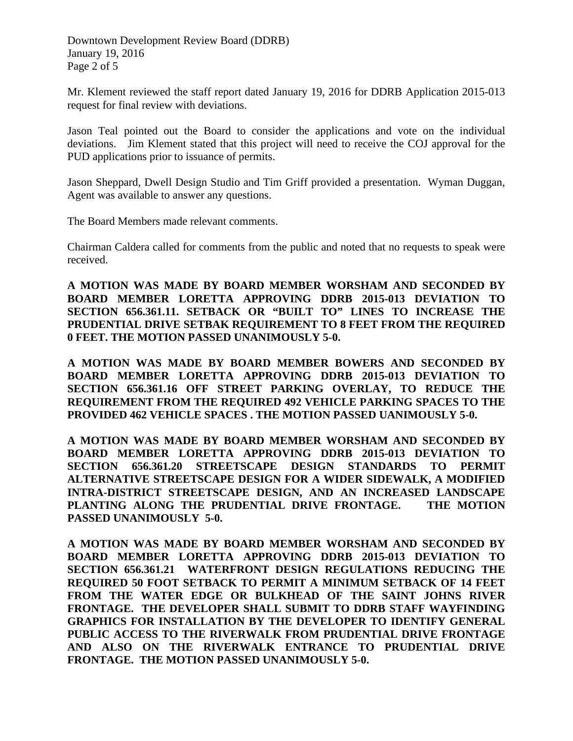Mr. Klement reviewed the staff report dated January 19, 2016 for DDRB Application 2015-013 request for final review with deviations.

Jason Teal pointed out the Board to consider the applications and vote on the individual deviations. Jim Klement stated that this project will need to receive the COJ approval for the PUD applications prior to issuance of permits.

Jason Sheppard, Dwell Design Studio and Tim Griff provided a presentation. Wyman Duggan, Agent was available to answer any questions.

The Board Members made relevant comments.

Chairman Caldera called for comments from the public and noted that no requests to speak were received.

**A MOTION WAS MADE BY BOARD MEMBER WORSHAM AND SECONDED BY BOARD MEMBER LORETTA APPROVING DDRB 2015-013 DEVIATION TO SECTION 656.361.11. SETBACK OR "BUILT TO" LINES TO INCREASE THE PRUDENTIAL DRIVE SETBAK REQUIREMENT TO 8 FEET FROM THE REQUIRED 0 FEET. THE MOTION PASSED UNANIMOUSLY 5-0.**

**A MOTION WAS MADE BY BOARD MEMBER BOWERS AND SECONDED BY BOARD MEMBER LORETTA APPROVING DDRB 2015-013 DEVIATION TO SECTION 656.361.16 OFF STREET PARKING OVERLAY, TO REDUCE THE REQUIREMENT FROM THE REQUIRED 492 VEHICLE PARKING SPACES TO THE PROVIDED 462 VEHICLE SPACES . THE MOTION PASSED UANIMOUSLY 5-0.**

**A MOTION WAS MADE BY BOARD MEMBER WORSHAM AND SECONDED BY BOARD MEMBER LORETTA APPROVING DDRB 2015-013 DEVIATION TO SECTION 656.361.20 STREETSCAPE DESIGN STANDARDS TO PERMIT ALTERNATIVE STREETSCAPE DESIGN FOR A WIDER SIDEWALK, A MODIFIED INTRA-DISTRICT STREETSCAPE DESIGN, AND AN INCREASED LANDSCAPE PLANTING ALONG THE PRUDENTIAL DRIVE FRONTAGE. THE MOTION PASSED UNANIMOUSLY 5-0.**

**A MOTION WAS MADE BY BOARD MEMBER WORSHAM AND SECONDED BY BOARD MEMBER LORETTA APPROVING DDRB 2015-013 DEVIATION TO SECTION 656.361.21 WATERFRONT DESIGN REGULATIONS REDUCING THE REQUIRED 50 FOOT SETBACK TO PERMIT A MINIMUM SETBACK OF 14 FEET FROM THE WATER EDGE OR BULKHEAD OF THE SAINT JOHNS RIVER FRONTAGE. THE DEVELOPER SHALL SUBMIT TO DDRB STAFF WAYFINDING GRAPHICS FOR INSTALLATION BY THE DEVELOPER TO IDENTIFY GENERAL PUBLIC ACCESS TO THE RIVERWALK FROM PRUDENTIAL DRIVE FRONTAGE AND ALSO ON THE RIVERWALK ENTRANCE TO PRUDENTIAL DRIVE FRONTAGE. THE MOTION PASSED UNANIMOUSLY 5-0.**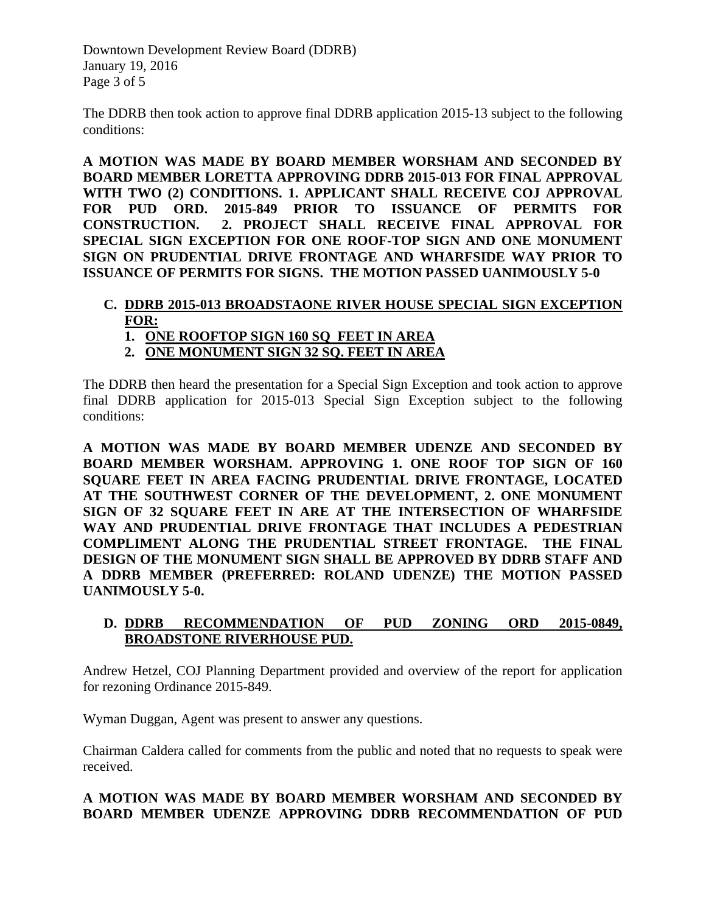The DDRB then took action to approve final DDRB application 2015-13 subject to the following conditions:

**A MOTION WAS MADE BY BOARD MEMBER WORSHAM AND SECONDED BY BOARD MEMBER LORETTA APPROVING DDRB 2015-013 FOR FINAL APPROVAL WITH TWO (2) CONDITIONS. 1. APPLICANT SHALL RECEIVE COJ APPROVAL FOR PUD ORD. 2015-849 PRIOR TO ISSUANCE OF PERMITS FOR CONSTRUCTION. 2. PROJECT SHALL RECEIVE FINAL APPROVAL FOR SPECIAL SIGN EXCEPTION FOR ONE ROOF-TOP SIGN AND ONE MONUMENT SIGN ON PRUDENTIAL DRIVE FRONTAGE AND WHARFSIDE WAY PRIOR TO ISSUANCE OF PERMITS FOR SIGNS. THE MOTION PASSED UANIMOUSLY 5-0**

**C. DDRB 2015-013 BROADSTAONE RIVER HOUSE SPECIAL SIGN EXCEPTION FOR:**
   1. **ONE ROOFTOP SIGN 160 SQ FEET IN AREA**
   2. **ONE MONUMENT SIGN 32 SQ. FEET IN AREA**

The DDRB then heard the presentation for a Special Sign Exception and took action to approve final DDRB application for 2015-013 Special Sign Exception subject to the following conditions:

**A MOTION WAS MADE BY BOARD MEMBER UDENZE AND SECONDED BY BOARD MEMBER WORSHAM. APPROVING 1. ONE ROOF TOP SIGN OF 160 SQUARE FEET IN AREA FACING PRUDENTIAL DRIVE FRONTAGE, LOCATED AT THE SOUTHWEST CORNER OF THE DEVELOPMENT, 2. ONE MONUMENT SIGN OF 32 SQUARE FEET IN ARE AT THE INTERSECTION OF WHARFSIDE WAY AND PRUDENTIAL DRIVE FRONTAGE THAT INCLUDES A PEDESTRIAN COMPLIMENT ALONG THE PRUDENTIAL STREET FRONTAGE. THE FINAL DESIGN OF THE MONUMENT SIGN SHALL BE APPROVED BY DDRB STAFF AND A DDRB MEMBER (PREFERRED: ROLAND UDENZE) THE MOTION PASSED UANIMOUSLY 5-0.**

**D. DDRB RECOMMENDATION OF PUD ZONING ORD 2015-0849, BROADSTONE RIVERHOUSE PUD.**

Andrew Hetzel, COJ Planning Department provided and overview of the report for application for rezoning Ordinance 2015-849.

Wyman Duggan, Agent was present to answer any questions.

Chairman Caldera called for comments from the public and noted that no requests to speak were received.

**A MOTION WAS MADE BY BOARD MEMBER WORSHAM AND SECONDED BY BOARD MEMBER UDENZE APPROVING DDRB RECOMMENDATION OF PUD**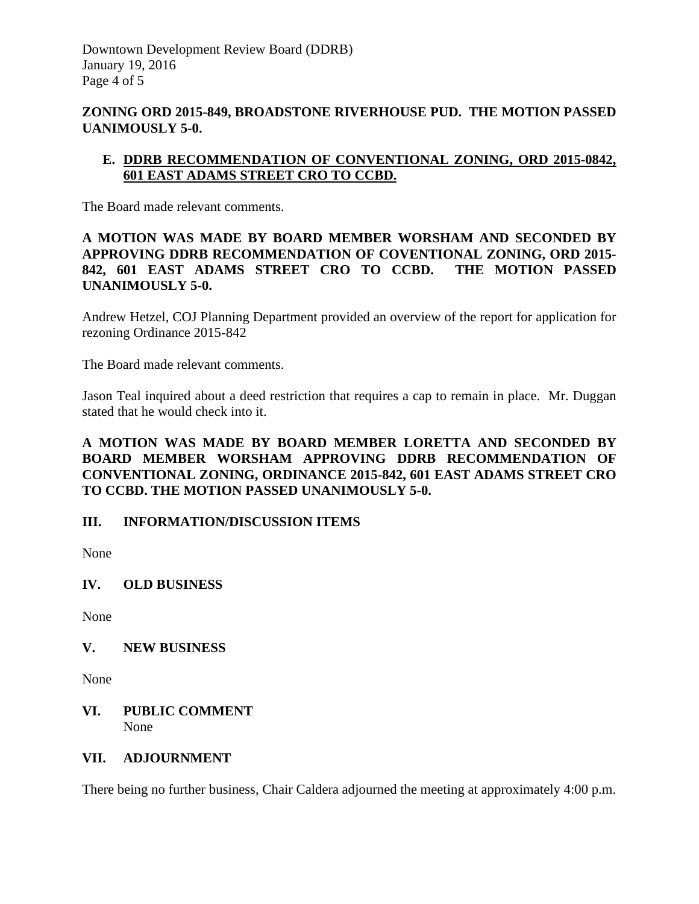**ZONING ORD 2015-849, BROADSTONE RIVERHOUSE PUD. THE MOTION PASSED UANIMOUSLY 5-0.**

**E. DDRB RECOMMENDATION OF CONVENTIONAL ZONING, ORD 2015-0842, 601 EAST ADAMS STREET CRO TO CCBD.**

The Board made relevant comments.

**A MOTION WAS MADE BY BOARD MEMBER WORSHAM AND SECONDED BY APPROVING DDRB RECOMMENDATION OF COVENTIONAL ZONING, ORD 2015-842, 601 EAST ADAMS STREET CRO TO CCBD. THE MOTION PASSED UNANIMOUSLY 5-0.**

Andrew Hetzel, COJ Planning Department provided an overview of the report for application for rezoning Ordinance 2015-842

The Board made relevant comments.

Jason Teal inquired about a deed restriction that requires a cap to remain in place. Mr. Duggan stated that he would check into it.

**A MOTION WAS MADE BY BOARD MEMBER LORETTA AND SECONDED BY BOARD MEMBER WORSHAM APPROVING DDRB RECOMMENDATION OF CONVENTIONAL ZONING, ORDINANCE 2015-842, 601 EAST ADAMS STREET CRO TO CCBD. THE MOTION PASSED UNANIMOUSLY 5-0.**

## III. INFORMATION/DISCUSSION ITEMS

None

## IV. OLD BUSINESS

None

## V. NEW BUSINESS

None

## VI. PUBLIC COMMENT

None

## VII. ADJOURNMENT

There being no further business, Chair Caldera adjourned the meeting at approximately 4:00 p.m.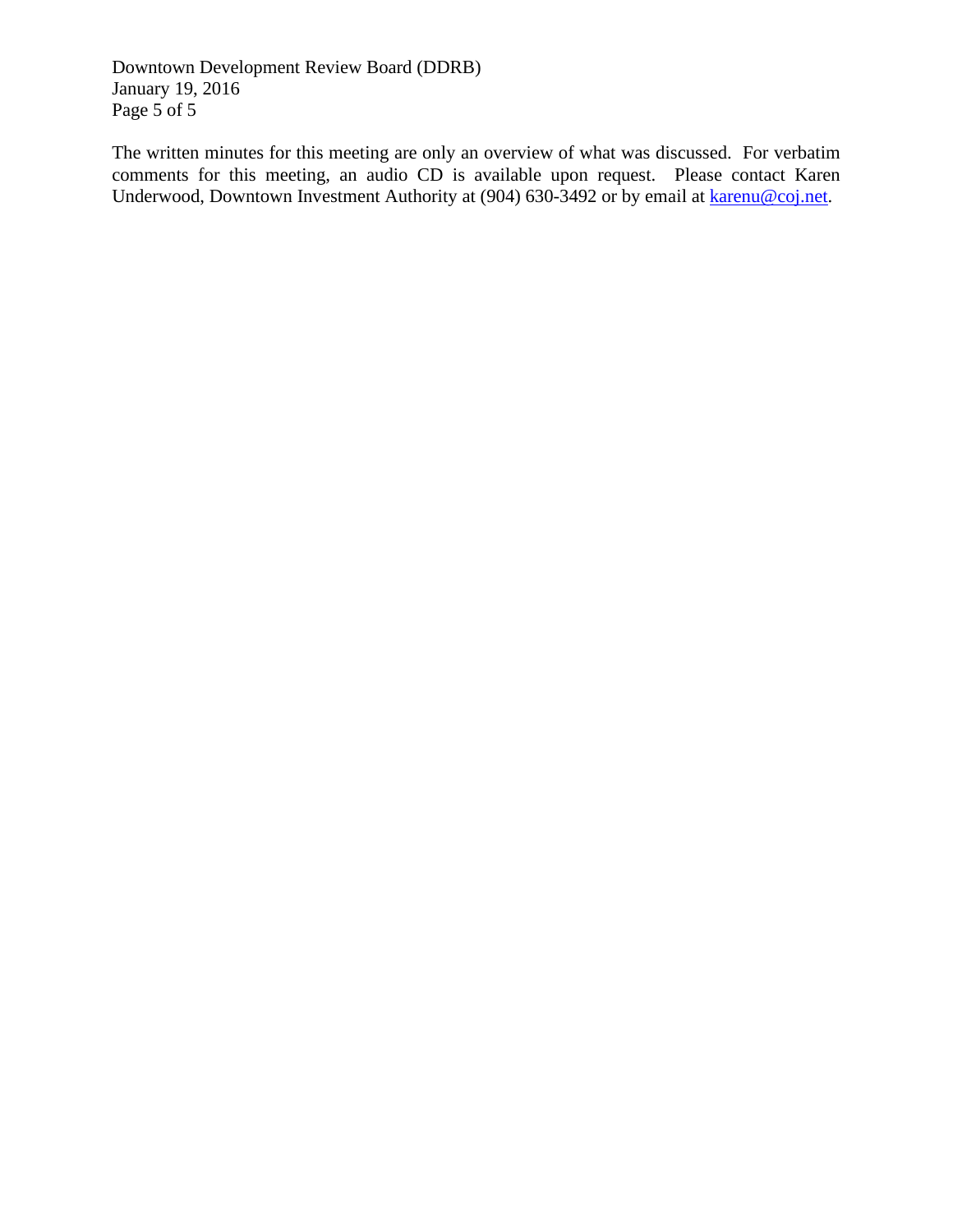The written minutes for this meeting are only an overview of what was discussed. For verbatim comments for this meeting, an audio CD is available upon request. Please contact Karen Underwood, Downtown Investment Authority at (904) 630-3492 or by email at karenu@coj.net.